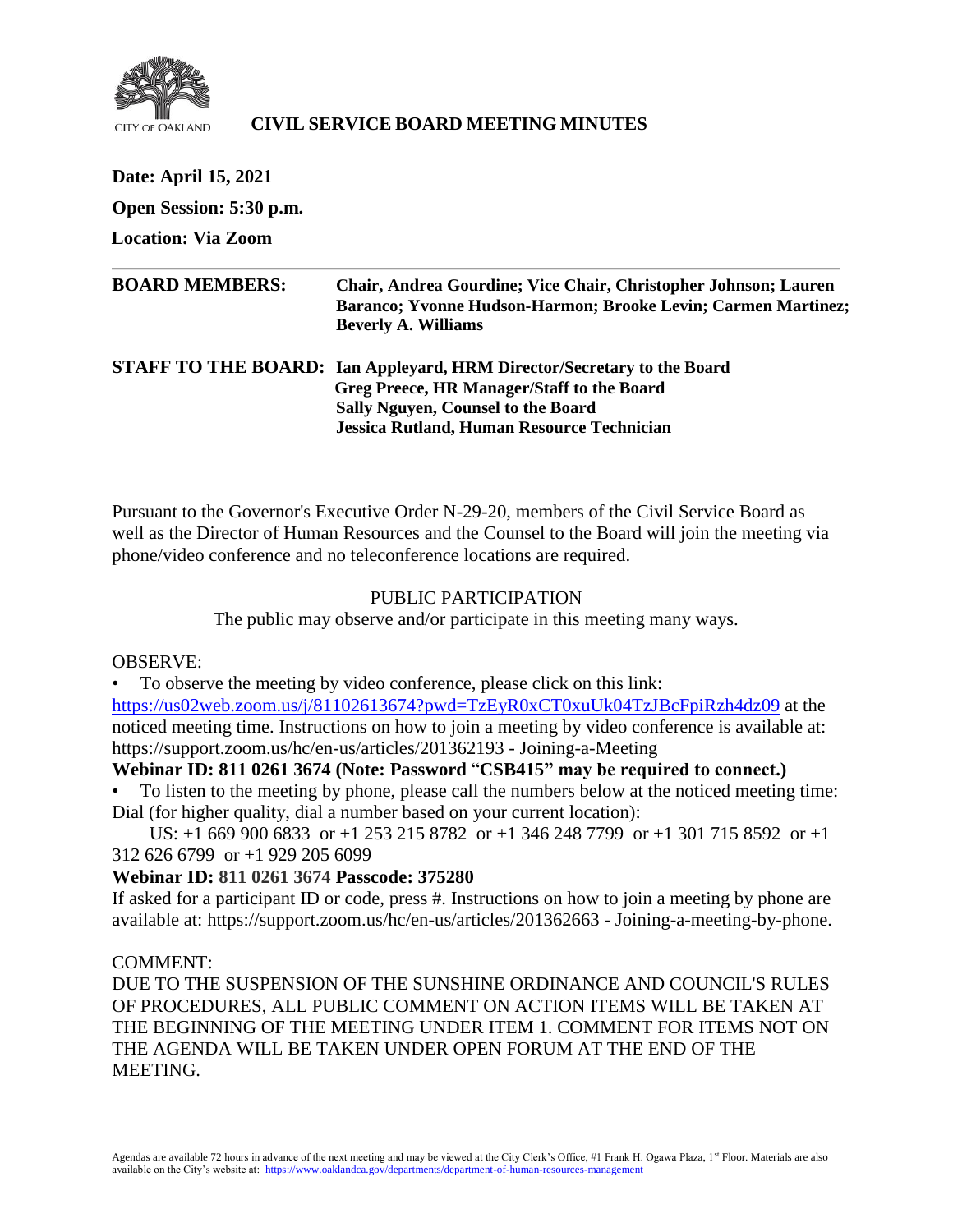CITY OF OAKLAND

# CIVIL SERVICE BOARD MEETING MINUTES

**Date: April 15, 2021**

**Open Session: 5:30 p.m.**

**Location: Via Zoom**

---

**BOARD MEMBERS:** **Chair, Andrea Gourdine; Vice Chair, Christopher Johnson; Lauren Baranco; Yvonne Hudson-Harmon; Brooke Levin; Carmen Martinez; Beverly A. Williams**

**STAFF TO THE BOARD:** **Ian Appleyard, HRM Director/Secretary to the Board**
**Greg Preece, HR Manager/Staff to the Board**
**Sally Nguyen, Counsel to the Board**
**Jessica Rutland, Human Resource Technician**

Pursuant to the Governor's Executive Order N-29-20, members of the Civil Service Board as well as the Director of Human Resources and the Counsel to the Board will join the meeting via phone/video conference and no teleconference locations are required.

PUBLIC PARTICIPATION

The public may observe and/or participate in this meeting many ways.

OBSERVE:

- To observe the meeting by video conference, please click on this link: https://us02web.zoom.us/j/81102613674?pwd=TzEyR0xCT0xuUk04TzJBcFpiRzh4dz09 at the noticed meeting time. Instructions on how to join a meeting by video conference is available at: https://support.zoom.us/hc/en-us/articles/201362193 - Joining-a-Meeting

**Webinar ID: 811 0261 3674 (Note: Password "CSB415" may be required to connect.)**

- To listen to the meeting by phone, please call the numbers below at the noticed meeting time: Dial (for higher quality, dial a number based on your current location):

US: +1 669 900 6833 or +1 253 215 8782 or +1 346 248 7799 or +1 301 715 8592 or +1 312 626 6799 or +1 929 205 6099

**Webinar ID: 811 0261 3674 Passcode: 375280**

If asked for a participant ID or code, press #. Instructions on how to join a meeting by phone are available at: https://support.zoom.us/hc/en-us/articles/201362663 - Joining-a-meeting-by-phone.

COMMENT:

DUE TO THE SUSPENSION OF THE SUNSHINE ORDINANCE AND COUNCIL'S RULES OF PROCEDURES, ALL PUBLIC COMMENT ON ACTION ITEMS WILL BE TAKEN AT THE BEGINNING OF THE MEETING UNDER ITEM 1. COMMENT FOR ITEMS NOT ON THE AGENDA WILL BE TAKEN UNDER OPEN FORUM AT THE END OF THE MEETING.

Agendas are available 72 hours in advance of the next meeting and may be viewed at the City Clerk's Office, #1 Frank H. Ogawa Plaza, 1st Floor. Materials are also available on the City's website at: https://www.oaklandca.gov/departments/department-of-human-resources-management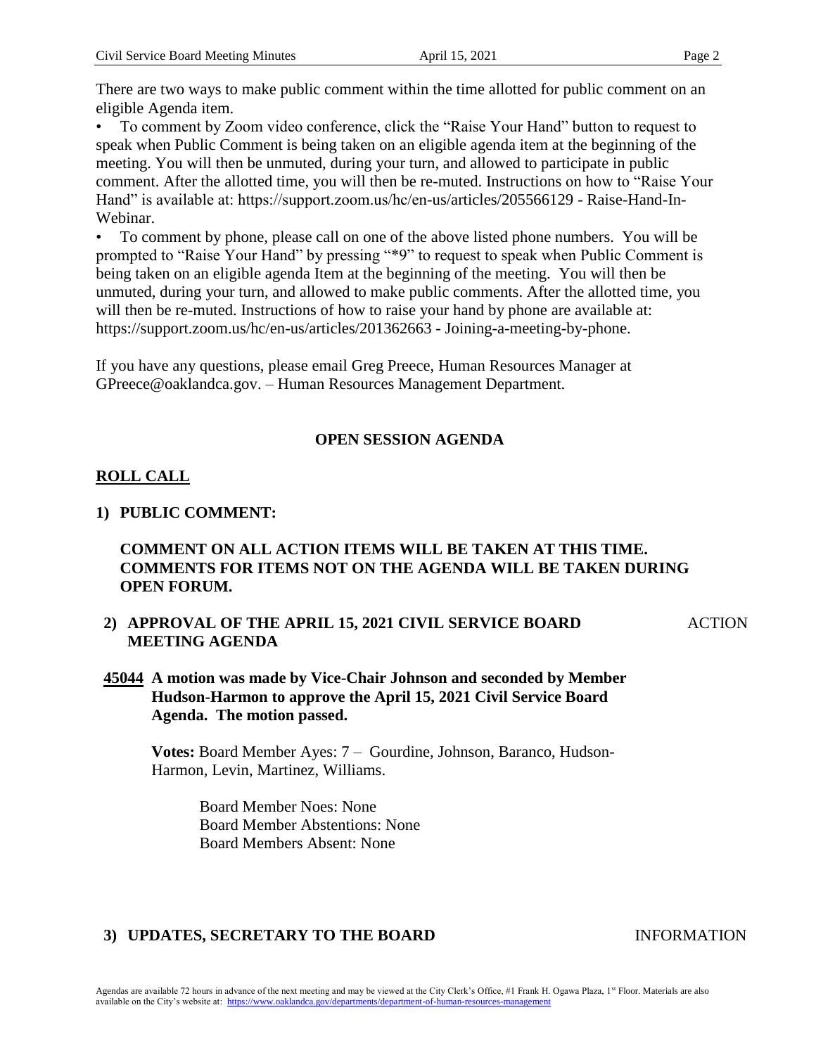There are two ways to make public comment within the time allotted for public comment on an eligible Agenda item.

- To comment by Zoom video conference, click the "Raise Your Hand" button to request to speak when Public Comment is being taken on an eligible agenda item at the beginning of the meeting. You will then be unmuted, during your turn, and allowed to participate in public comment. After the allotted time, you will then be re-muted. Instructions on how to "Raise Your Hand" is available at: https://support.zoom.us/hc/en-us/articles/205566129 - Raise-Hand-In-Webinar.
- To comment by phone, please call on one of the above listed phone numbers. You will be prompted to "Raise Your Hand" by pressing "*9" to request to speak when Public Comment is being taken on an eligible agenda Item at the beginning of the meeting. You will then be unmuted, during your turn, and allowed to make public comments. After the allotted time, you will then be re-muted. Instructions of how to raise your hand by phone are available at: https://support.zoom.us/hc/en-us/articles/201362663 - Joining-a-meeting-by-phone.

If you have any questions, please email Greg Preece, Human Resources Manager at GPreece@oaklandca.gov. – Human Resources Management Department.

## OPEN SESSION AGENDA

**ROLL CALL**

**1) PUBLIC COMMENT:**

**COMMENT ON ALL ACTION ITEMS WILL BE TAKEN AT THIS TIME. COMMENTS FOR ITEMS NOT ON THE AGENDA WILL BE TAKEN DURING OPEN FORUM.**

**2) APPROVAL OF THE APRIL 15, 2021 CIVIL SERVICE BOARD MEETING AGENDA** ACTION

**45044 A motion was made by Vice-Chair Johnson and seconded by Member Hudson-Harmon to approve the April 15, 2021 Civil Service Board Agenda. The motion passed.**

**Votes:** Board Member Ayes: 7 – Gourdine, Johnson, Baranco, Hudson-Harmon, Levin, Martinez, Williams.

Board Member Noes: None
Board Member Abstentions: None
Board Members Absent: None

**3) UPDATES, SECRETARY TO THE BOARD** INFORMATION

Agendas are available 72 hours in advance of the next meeting and may be viewed at the City Clerk's Office, #1 Frank H. Ogawa Plaza, 1st Floor. Materials are also available on the City's website at: https://www.oaklandca.gov/departments/department-of-human-resources-management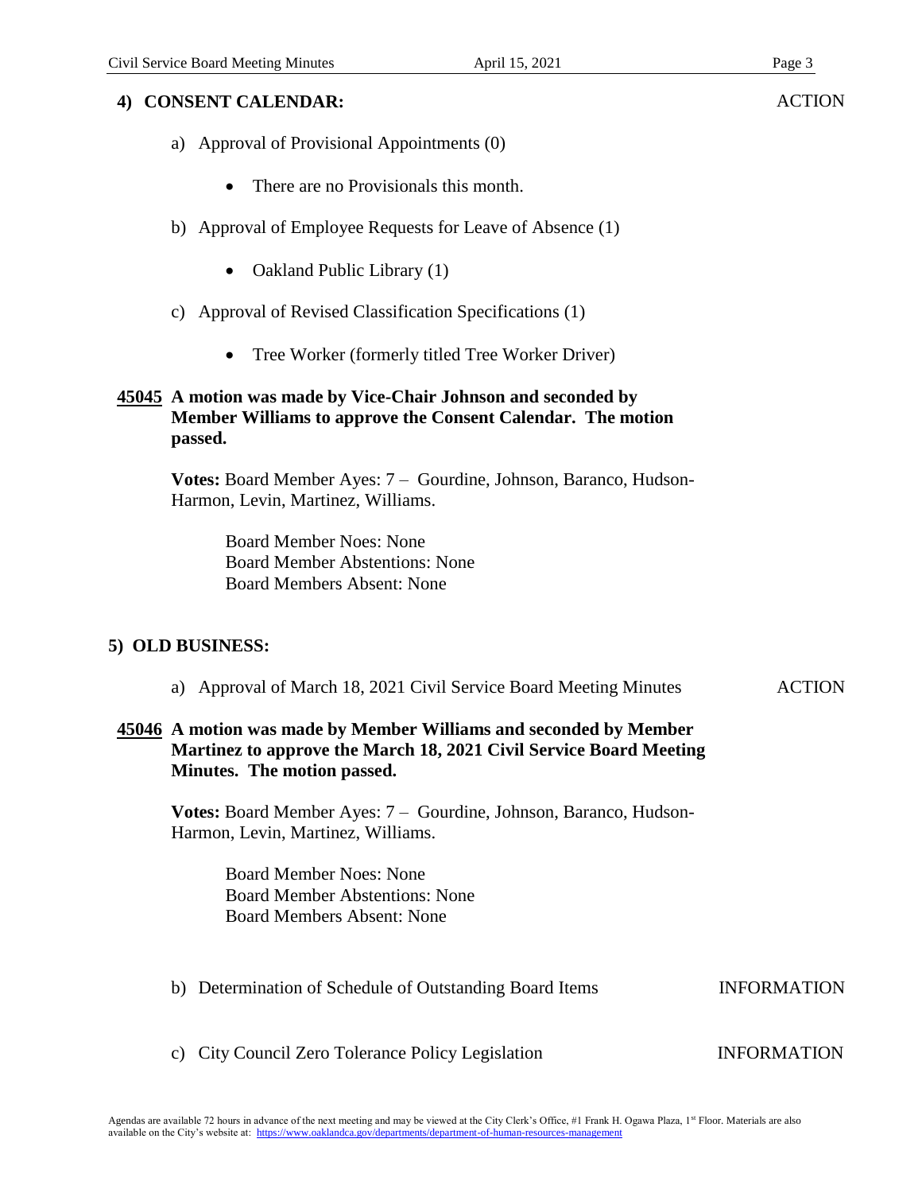## 4) CONSENT CALENDAR: ACTION

a) Approval of Provisional Appointments (0)

- There are no Provisionals this month.

b) Approval of Employee Requests for Leave of Absence (1)

- Oakland Public Library (1)

c) Approval of Revised Classification Specifications (1)

- Tree Worker (formerly titled Tree Worker Driver)

**45045 A motion was made by Vice-Chair Johnson and seconded by Member Williams to approve the Consent Calendar. The motion passed.**

**Votes:** Board Member Ayes: 7 – Gourdine, Johnson, Baranco, Hudson-Harmon, Levin, Martinez, Williams.

Board Member Noes: None
Board Member Abstentions: None
Board Members Absent: None

## 5) OLD BUSINESS:

a) Approval of March 18, 2021 Civil Service Board Meeting Minutes ACTION

**45046 A motion was made by Member Williams and seconded by Member Martinez to approve the March 18, 2021 Civil Service Board Meeting Minutes. The motion passed.**

**Votes:** Board Member Ayes: 7 – Gourdine, Johnson, Baranco, Hudson-Harmon, Levin, Martinez, Williams.

Board Member Noes: None
Board Member Abstentions: None
Board Members Absent: None

b) Determination of Schedule of Outstanding Board Items INFORMATION

c) City Council Zero Tolerance Policy Legislation INFORMATION

Agendas are available 72 hours in advance of the next meeting and may be viewed at the City Clerk's Office, #1 Frank H. Ogawa Plaza, 1st Floor. Materials are also available on the City's website at: https://www.oaklandca.gov/departments/department-of-human-resources-management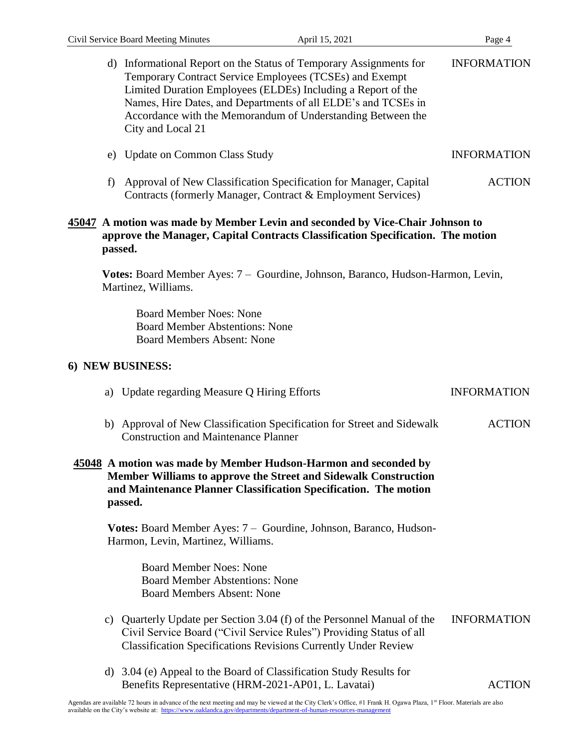d) Informational Report on the Status of Temporary Assignments for Temporary Contract Service Employees (TCSEs) and Exempt Limited Duration Employees (ELDEs) Including a Report of the Names, Hire Dates, and Departments of all ELDE's and TCSEs in Accordance with the Memorandum of Understanding Between the City and Local 21 — INFORMATION

e) Update on Common Class Study — INFORMATION

f) Approval of New Classification Specification for Manager, Capital Contracts (formerly Manager, Contract & Employment Services) — ACTION

**45047 A motion was made by Member Levin and seconded by Vice-Chair Johnson to approve the Manager, Capital Contracts Classification Specification. The motion passed.**

**Votes:** Board Member Ayes: 7 – Gourdine, Johnson, Baranco, Hudson-Harmon, Levin, Martinez, Williams.

Board Member Noes: None
Board Member Abstentions: None
Board Members Absent: None

## 6) NEW BUSINESS:

a) Update regarding Measure Q Hiring Efforts — INFORMATION

b) Approval of New Classification Specification for Street and Sidewalk Construction and Maintenance Planner — ACTION

**45048 A motion was made by Member Hudson-Harmon and seconded by Member Williams to approve the Street and Sidewalk Construction and Maintenance Planner Classification Specification. The motion passed.**

**Votes:** Board Member Ayes: 7 – Gourdine, Johnson, Baranco, Hudson-Harmon, Levin, Martinez, Williams.

Board Member Noes: None
Board Member Abstentions: None
Board Members Absent: None

c) Quarterly Update per Section 3.04 (f) of the Personnel Manual of the Civil Service Board ("Civil Service Rules") Providing Status of all Classification Specifications Revisions Currently Under Review — INFORMATION

d) 3.04 (e) Appeal to the Board of Classification Study Results for Benefits Representative (HRM-2021-AP01, L. Lavatai) — ACTION

Agendas are available 72 hours in advance of the next meeting and may be viewed at the City Clerk's Office, #1 Frank H. Ogawa Plaza, 1st Floor. Materials are also available on the City's website at: https://www.oaklandca.gov/departments/department-of-human-resources-management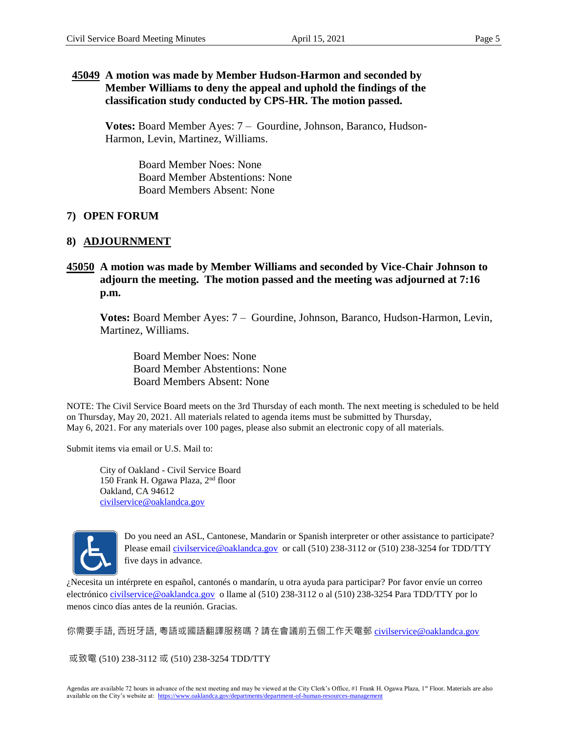**45049** **A motion was made by Member Hudson-Harmon and seconded by Member Williams to deny the appeal and uphold the findings of the classification study conducted by CPS-HR. The motion passed.**

**Votes:** Board Member Ayes: 7 – Gourdine, Johnson, Baranco, Hudson-Harmon, Levin, Martinez, Williams.

Board Member Noes: None
Board Member Abstentions: None
Board Members Absent: None

## 7) OPEN FORUM

## 8) ADJOURNMENT

**45050** **A motion was made by Member Williams and seconded by Vice-Chair Johnson to adjourn the meeting. The motion passed and the meeting was adjourned at 7:16 p.m.**

**Votes:** Board Member Ayes: 7 – Gourdine, Johnson, Baranco, Hudson-Harmon, Levin, Martinez, Williams.

Board Member Noes: None
Board Member Abstentions: None
Board Members Absent: None

NOTE: The Civil Service Board meets on the 3rd Thursday of each month. The next meeting is scheduled to be held on Thursday, May 20, 2021. All materials related to agenda items must be submitted by Thursday, May 6, 2021. For any materials over 100 pages, please also submit an electronic copy of all materials.

Submit items via email or U.S. Mail to:

City of Oakland - Civil Service Board
150 Frank H. Ogawa Plaza, 2nd floor
Oakland, CA 94612
civilservice@oaklandca.gov

Do you need an ASL, Cantonese, Mandarin or Spanish interpreter or other assistance to participate? Please email civilservice@oaklandca.gov or call (510) 238-3112 or (510) 238-3254 for TDD/TTY five days in advance.

¿Necesita un intérprete en español, cantonés o mandarín, u otra ayuda para participar? Por favor envíe un correo electrónico civilservice@oaklandca.gov o llame al (510) 238-3112 o al (510) 238-3254 Para TDD/TTY por lo menos cinco días antes de la reunión. Gracias.

你需要手語, 西班牙語, 粵語或國語翻譯服務嗎？請在會議前五個工作天電郵 civilservice@oaklandca.gov

或致電 (510) 238-3112 或 (510) 238-3254 TDD/TTY

Agendas are available 72 hours in advance of the next meeting and may be viewed at the City Clerk's Office, #1 Frank H. Ogawa Plaza, 1st Floor. Materials are also available on the City's website at: https://www.oaklandca.gov/departments/department-of-human-resources-management